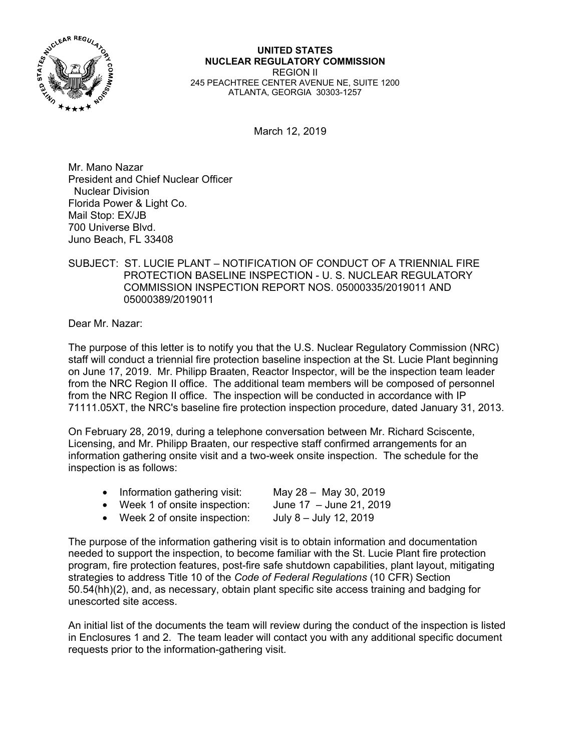**UNITED STATES**
**NUCLEAR REGULATORY COMMISSION**
REGION II
245 PEACHTREE CENTER AVENUE NE, SUITE 1200
ATLANTA, GEORGIA 30303-1257

March 12, 2019

Mr. Mano Nazar
President and Chief Nuclear Officer
Nuclear Division
Florida Power & Light Co.
Mail Stop: EX/JB
700 Universe Blvd.
Juno Beach, FL 33408

SUBJECT: ST. LUCIE PLANT – NOTIFICATION OF CONDUCT OF A TRIENNIAL FIRE PROTECTION BASELINE INSPECTION - U. S. NUCLEAR REGULATORY COMMISSION INSPECTION REPORT NOS. 05000335/2019011 AND 05000389/2019011

Dear Mr. Nazar:

The purpose of this letter is to notify you that the U.S. Nuclear Regulatory Commission (NRC) staff will conduct a triennial fire protection baseline inspection at the St. Lucie Plant beginning on June 17, 2019. Mr. Philipp Braaten, Reactor Inspector, will be the inspection team leader from the NRC Region II office. The additional team members will be composed of personnel from the NRC Region II office. The inspection will be conducted in accordance with IP 71111.05XT, the NRC's baseline fire protection inspection procedure, dated January 31, 2013.

On February 28, 2019, during a telephone conversation between Mr. Richard Sciscente, Licensing, and Mr. Philipp Braaten, our respective staff confirmed arrangements for an information gathering onsite visit and a two-week onsite inspection. The schedule for the inspection is as follows:

- Information gathering visit: May 28 – May 30, 2019
- Week 1 of onsite inspection: June 17 – June 21, 2019
- Week 2 of onsite inspection: July 8 – July 12, 2019

The purpose of the information gathering visit is to obtain information and documentation needed to support the inspection, to become familiar with the St. Lucie Plant fire protection program, fire protection features, post-fire safe shutdown capabilities, plant layout, mitigating strategies to address Title 10 of the *Code of Federal Regulations* (10 CFR) Section 50.54(hh)(2), and, as necessary, obtain plant specific site access training and badging for unescorted site access.

An initial list of the documents the team will review during the conduct of the inspection is listed in Enclosures 1 and 2. The team leader will contact you with any additional specific document requests prior to the information-gathering visit.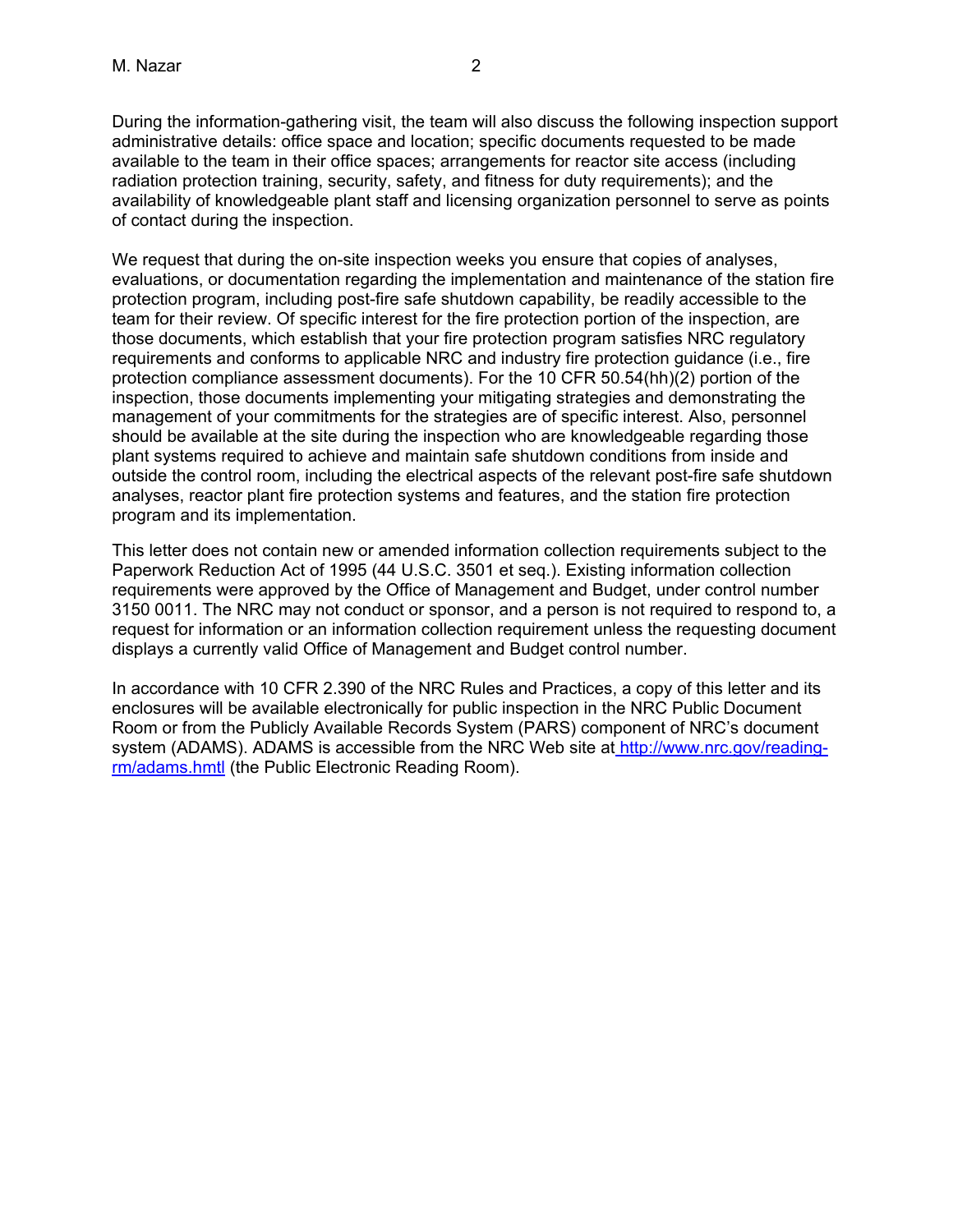During the information-gathering visit, the team will also discuss the following inspection support administrative details: office space and location; specific documents requested to be made available to the team in their office spaces; arrangements for reactor site access (including radiation protection training, security, safety, and fitness for duty requirements); and the availability of knowledgeable plant staff and licensing organization personnel to serve as points of contact during the inspection.

We request that during the on-site inspection weeks you ensure that copies of analyses, evaluations, or documentation regarding the implementation and maintenance of the station fire protection program, including post-fire safe shutdown capability, be readily accessible to the team for their review. Of specific interest for the fire protection portion of the inspection, are those documents, which establish that your fire protection program satisfies NRC regulatory requirements and conforms to applicable NRC and industry fire protection guidance (i.e., fire protection compliance assessment documents). For the 10 CFR 50.54(hh)(2) portion of the inspection, those documents implementing your mitigating strategies and demonstrating the management of your commitments for the strategies are of specific interest. Also, personnel should be available at the site during the inspection who are knowledgeable regarding those plant systems required to achieve and maintain safe shutdown conditions from inside and outside the control room, including the electrical aspects of the relevant post-fire safe shutdown analyses, reactor plant fire protection systems and features, and the station fire protection program and its implementation.

This letter does not contain new or amended information collection requirements subject to the Paperwork Reduction Act of 1995 (44 U.S.C. 3501 et seq.). Existing information collection requirements were approved by the Office of Management and Budget, under control number 3150 0011. The NRC may not conduct or sponsor, and a person is not required to respond to, a request for information or an information collection requirement unless the requesting document displays a currently valid Office of Management and Budget control number.

In accordance with 10 CFR 2.390 of the NRC Rules and Practices, a copy of this letter and its enclosures will be available electronically for public inspection in the NRC Public Document Room or from the Publicly Available Records System (PARS) component of NRC's document system (ADAMS). ADAMS is accessible from the NRC Web site at http://www.nrc.gov/reading-rm/adams.hmtl (the Public Electronic Reading Room).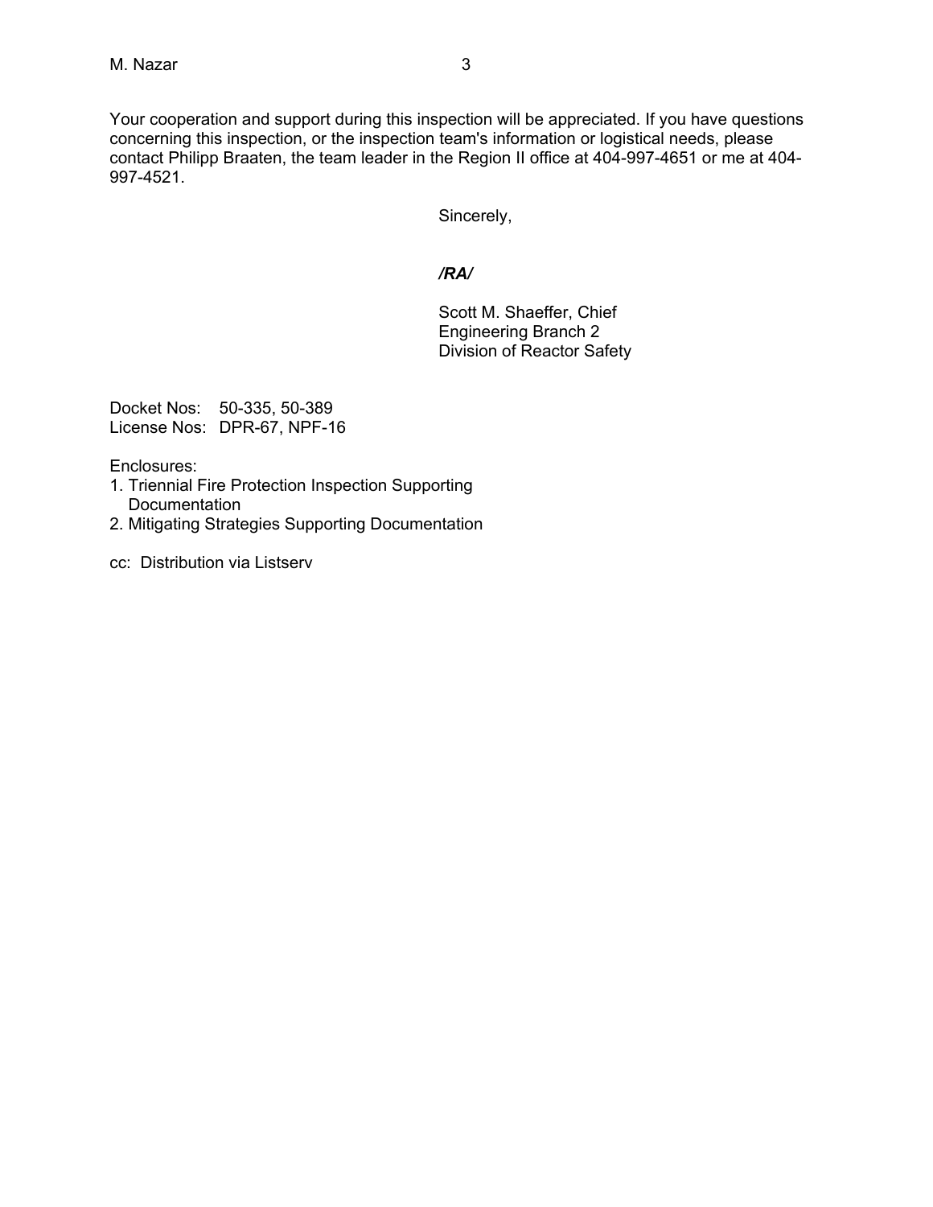Your cooperation and support during this inspection will be appreciated. If you have questions concerning this inspection, or the inspection team's information or logistical needs, please contact Philipp Braaten, the team leader in the Region II office at 404-997-4651 or me at 404-997-4521.

Sincerely,

***/RA/***

Scott M. Shaeffer, Chief
Engineering Branch 2
Division of Reactor Safety

Docket Nos: 50-335, 50-389
License Nos: DPR-67, NPF-16

Enclosures:
1. Triennial Fire Protection Inspection Supporting Documentation
2. Mitigating Strategies Supporting Documentation

cc: Distribution via Listserv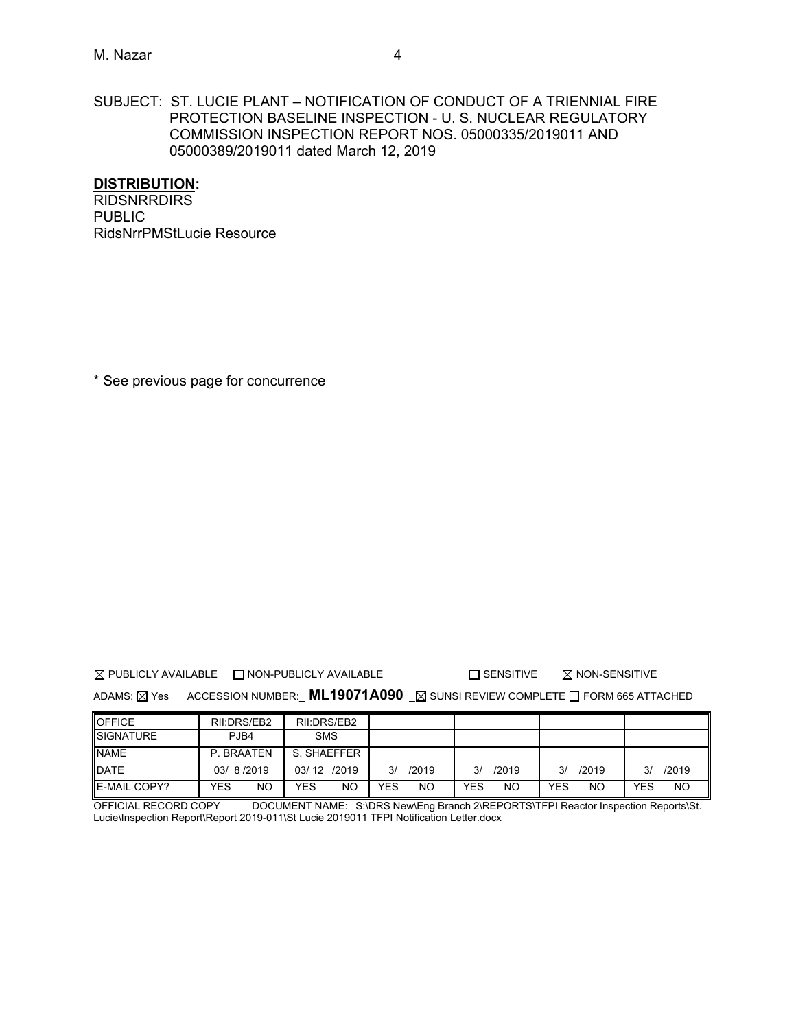M. Nazar

SUBJECT: ST. LUCIE PLANT – NOTIFICATION OF CONDUCT OF A TRIENNIAL FIRE PROTECTION BASELINE INSPECTION - U. S. NUCLEAR REGULATORY COMMISSION INSPECTION REPORT NOS. 05000335/2019011 AND 05000389/2019011 dated March 12, 2019

**DISTRIBUTION:**
RIDSNRRDIRS
PUBLIC
RidsNrrPMStLucie Resource

* See previous page for concurrence

☒ PUBLICLY AVAILABLE ☐ NON-PUBLICLY AVAILABLE ☐ SENSITIVE ☒ NON-SENSITIVE

ADAMS: ☒ Yes ACCESSION NUMBER:_ **ML19071A090** _☒ SUNSI REVIEW COMPLETE ☐ FORM 665 ATTACHED

| OFFICE | RII:DRS/EB2 | RII:DRS/EB2 | | | | |
|---|---|---|---|---|---|---|
| SIGNATURE | PJB4 | SMS | | | | |
| NAME | P. BRAATEN | S. SHAEFFER | | | | |
| DATE | 03/ 8 /2019 | 03/ 12 /2019 | 3/ /2019 | 3/ /2019 | 3/ /2019 | 3/ /2019 |
| E-MAIL COPY? | YES NO | YES NO | YES NO | YES NO | YES NO | YES NO |

OFFICIAL RECORD COPY DOCUMENT NAME: S:\DRS New\Eng Branch 2\REPORTS\TFPI Reactor Inspection Reports\St. Lucie\Inspection Report\Report 2019-011\St Lucie 2019011 TFPI Notification Letter.docx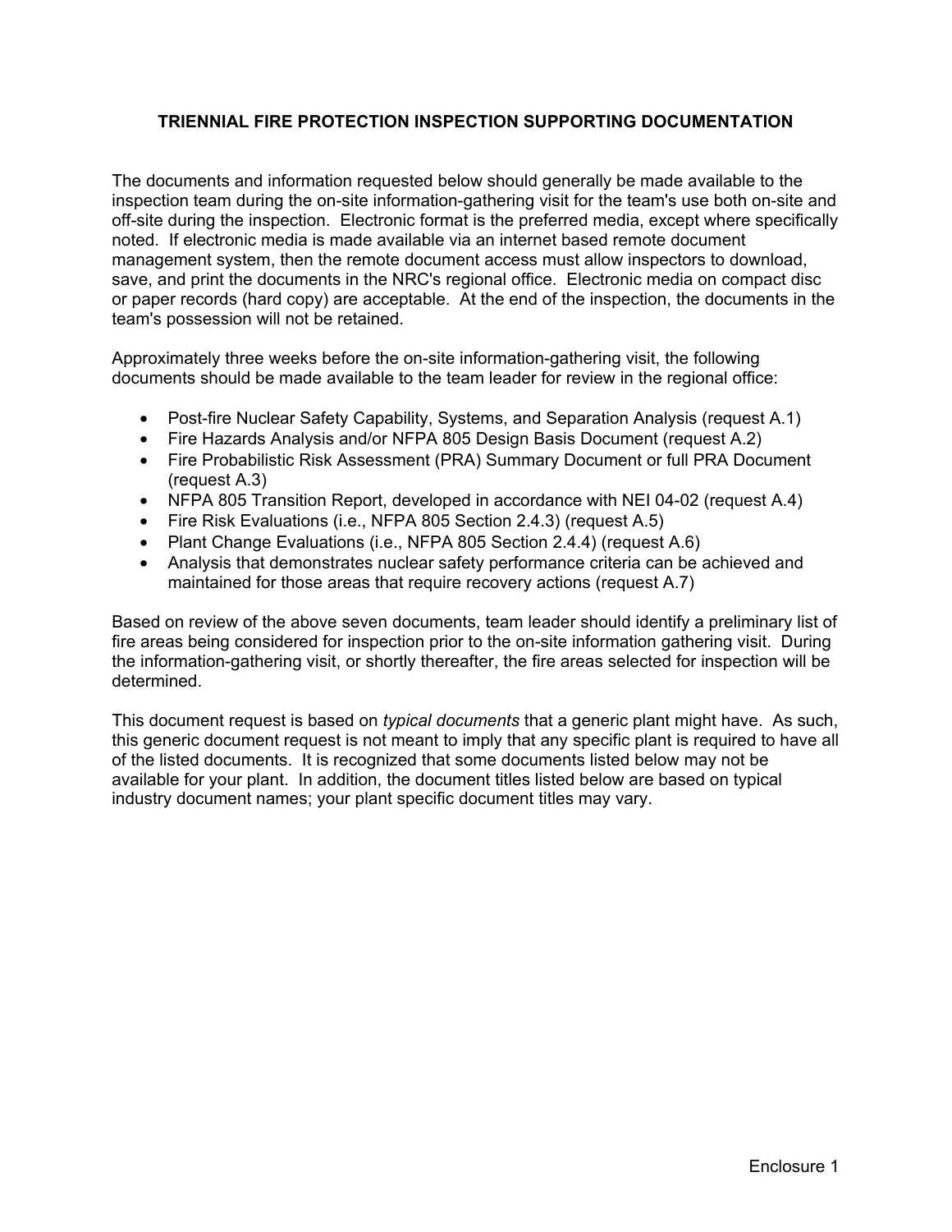**TRIENNIAL FIRE PROTECTION INSPECTION SUPPORTING DOCUMENTATION**

The documents and information requested below should generally be made available to the inspection team during the on-site information-gathering visit for the team's use both on-site and off-site during the inspection. Electronic format is the preferred media, except where specifically noted. If electronic media is made available via an internet based remote document management system, then the remote document access must allow inspectors to download, save, and print the documents in the NRC's regional office. Electronic media on compact disc or paper records (hard copy) are acceptable. At the end of the inspection, the documents in the team's possession will not be retained.

Approximately three weeks before the on-site information-gathering visit, the following documents should be made available to the team leader for review in the regional office:

- Post-fire Nuclear Safety Capability, Systems, and Separation Analysis (request A.1)
- Fire Hazards Analysis and/or NFPA 805 Design Basis Document (request A.2)
- Fire Probabilistic Risk Assessment (PRA) Summary Document or full PRA Document (request A.3)
- NFPA 805 Transition Report, developed in accordance with NEI 04-02 (request A.4)
- Fire Risk Evaluations (i.e., NFPA 805 Section 2.4.3) (request A.5)
- Plant Change Evaluations (i.e., NFPA 805 Section 2.4.4) (request A.6)
- Analysis that demonstrates nuclear safety performance criteria can be achieved and maintained for those areas that require recovery actions (request A.7)

Based on review of the above seven documents, team leader should identify a preliminary list of fire areas being considered for inspection prior to the on-site information gathering visit. During the information-gathering visit, or shortly thereafter, the fire areas selected for inspection will be determined.

This document request is based on *typical documents* that a generic plant might have. As such, this generic document request is not meant to imply that any specific plant is required to have all of the listed documents. It is recognized that some documents listed below may not be available for your plant. In addition, the document titles listed below are based on typical industry document names; your plant specific document titles may vary.

Enclosure 1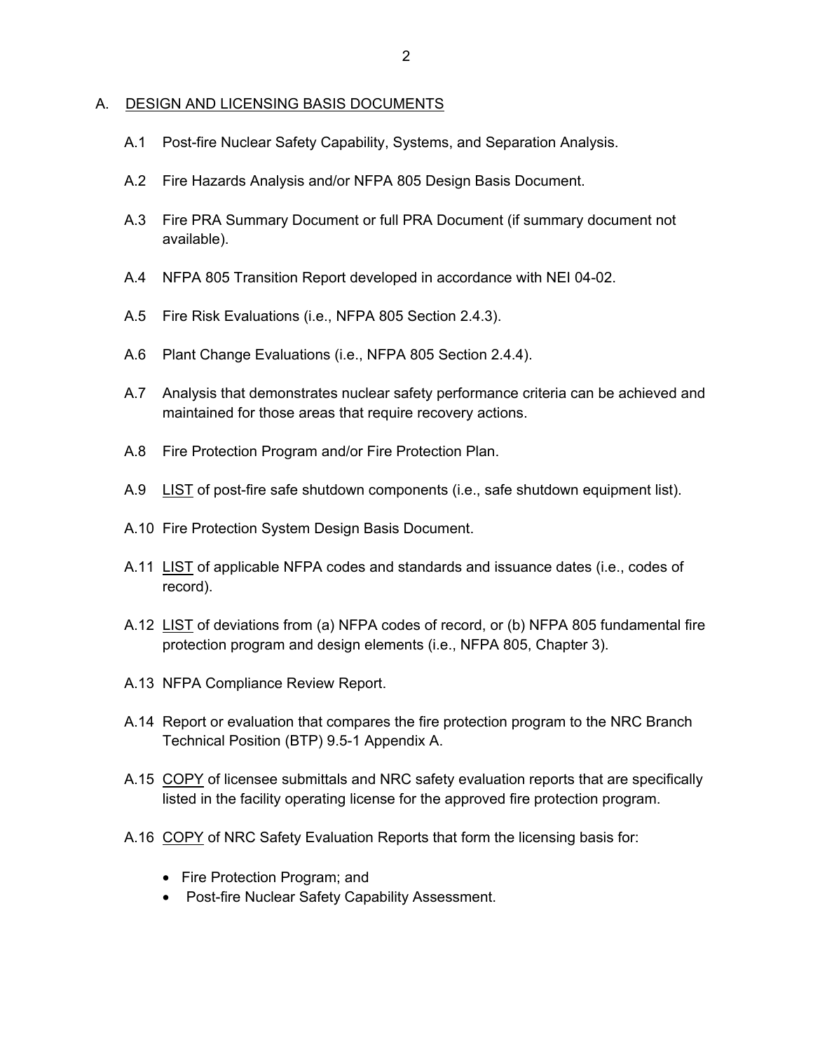## A. <u>DESIGN AND LICENSING BASIS DOCUMENTS</u>

A.1 Post-fire Nuclear Safety Capability, Systems, and Separation Analysis.

A.2 Fire Hazards Analysis and/or NFPA 805 Design Basis Document.

A.3 Fire PRA Summary Document or full PRA Document (if summary document not available).

A.4 NFPA 805 Transition Report developed in accordance with NEI 04-02.

A.5 Fire Risk Evaluations (i.e., NFPA 805 Section 2.4.3).

A.6 Plant Change Evaluations (i.e., NFPA 805 Section 2.4.4).

A.7 Analysis that demonstrates nuclear safety performance criteria can be achieved and maintained for those areas that require recovery actions.

A.8 Fire Protection Program and/or Fire Protection Plan.

A.9 <u>LIST</u> of post-fire safe shutdown components (i.e., safe shutdown equipment list).

A.10 Fire Protection System Design Basis Document.

A.11 <u>LIST</u> of applicable NFPA codes and standards and issuance dates (i.e., codes of record).

A.12 <u>LIST</u> of deviations from (a) NFPA codes of record, or (b) NFPA 805 fundamental fire protection program and design elements (i.e., NFPA 805, Chapter 3).

A.13 NFPA Compliance Review Report.

A.14 Report or evaluation that compares the fire protection program to the NRC Branch Technical Position (BTP) 9.5-1 Appendix A.

A.15 <u>COPY</u> of licensee submittals and NRC safety evaluation reports that are specifically listed in the facility operating license for the approved fire protection program.

A.16 <u>COPY</u> of NRC Safety Evaluation Reports that form the licensing basis for:

- Fire Protection Program; and
- Post-fire Nuclear Safety Capability Assessment.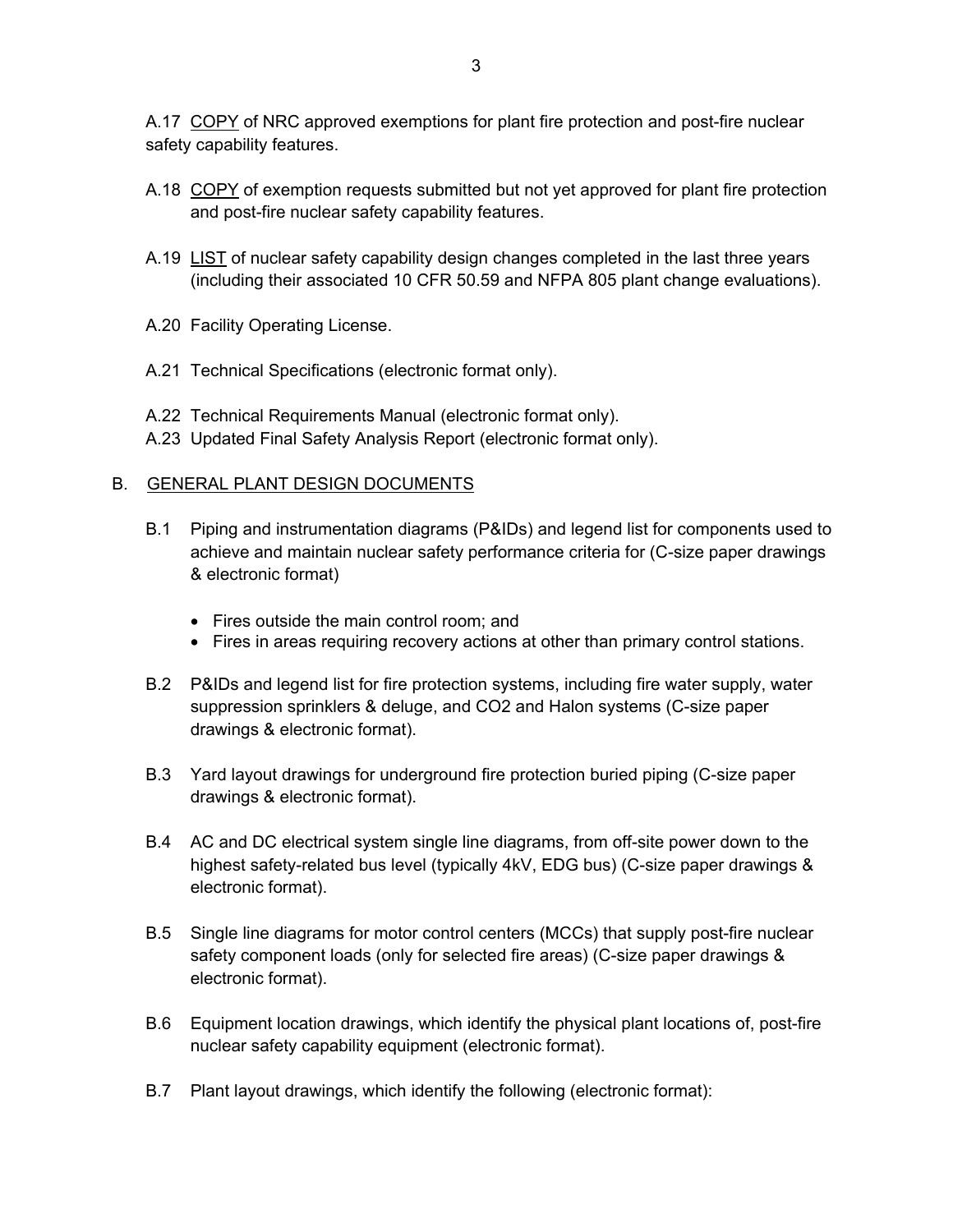A.17 <u>COPY</u> of NRC approved exemptions for plant fire protection and post-fire nuclear safety capability features.

A.18 <u>COPY</u> of exemption requests submitted but not yet approved for plant fire protection and post-fire nuclear safety capability features.

A.19 <u>LIST</u> of nuclear safety capability design changes completed in the last three years (including their associated 10 CFR 50.59 and NFPA 805 plant change evaluations).

A.20 Facility Operating License.

A.21 Technical Specifications (electronic format only).

A.22 Technical Requirements Manual (electronic format only).

A.23 Updated Final Safety Analysis Report (electronic format only).

## B. <u>GENERAL PLANT DESIGN DOCUMENTS</u>

B.1 Piping and instrumentation diagrams (P&IDs) and legend list for components used to achieve and maintain nuclear safety performance criteria for (C-size paper drawings & electronic format)

- Fires outside the main control room; and
- Fires in areas requiring recovery actions at other than primary control stations.

B.2 P&IDs and legend list for fire protection systems, including fire water supply, water suppression sprinklers & deluge, and CO2 and Halon systems (C-size paper drawings & electronic format).

B.3 Yard layout drawings for underground fire protection buried piping (C-size paper drawings & electronic format).

B.4 AC and DC electrical system single line diagrams, from off-site power down to the highest safety-related bus level (typically 4kV, EDG bus) (C-size paper drawings & electronic format).

B.5 Single line diagrams for motor control centers (MCCs) that supply post-fire nuclear safety component loads (only for selected fire areas) (C-size paper drawings & electronic format).

B.6 Equipment location drawings, which identify the physical plant locations of, post-fire nuclear safety capability equipment (electronic format).

B.7 Plant layout drawings, which identify the following (electronic format):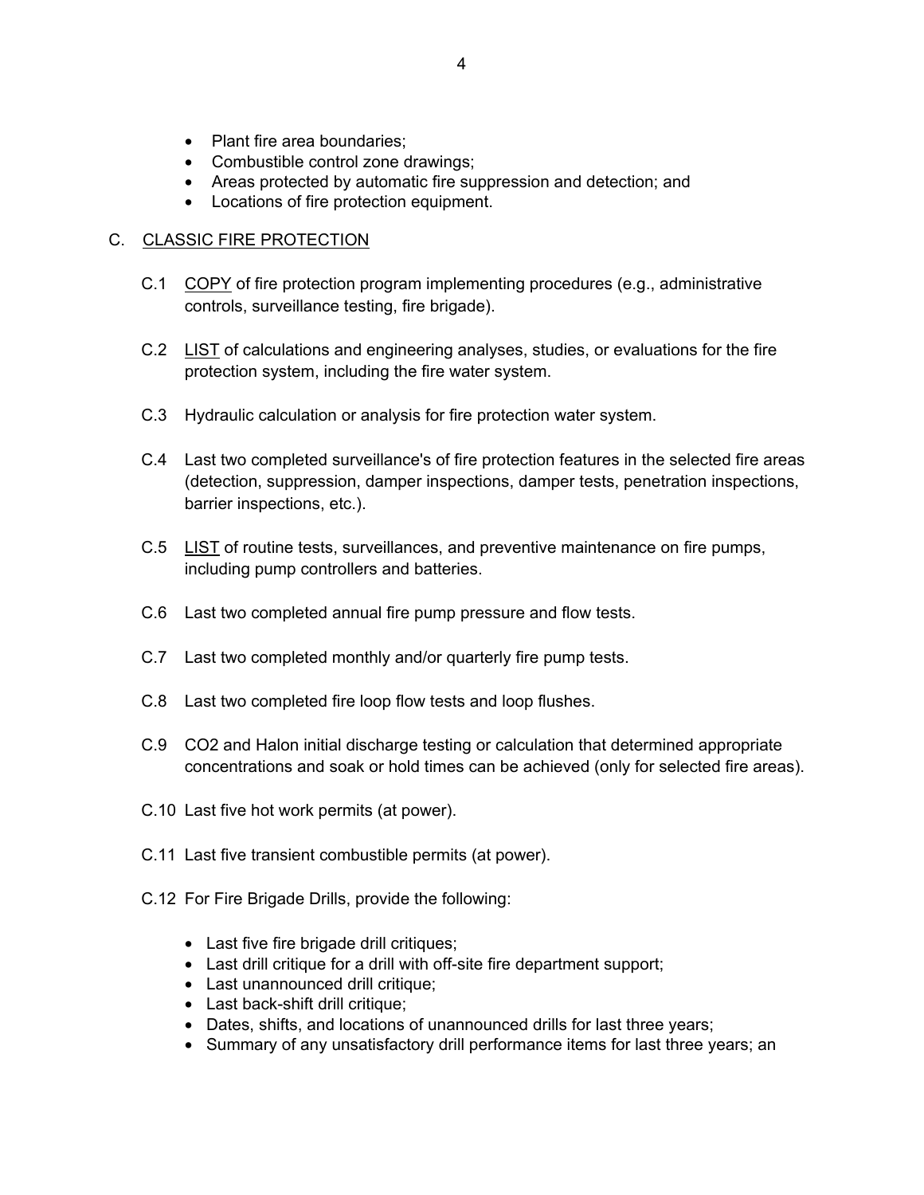- Plant fire area boundaries;
- Combustible control zone drawings;
- Areas protected by automatic fire suppression and detection; and
- Locations of fire protection equipment.

## C. CLASSIC FIRE PROTECTION

C.1 COPY of fire protection program implementing procedures (e.g., administrative controls, surveillance testing, fire brigade).

C.2 LIST of calculations and engineering analyses, studies, or evaluations for the fire protection system, including the fire water system.

C.3 Hydraulic calculation or analysis for fire protection water system.

C.4 Last two completed surveillance's of fire protection features in the selected fire areas (detection, suppression, damper inspections, damper tests, penetration inspections, barrier inspections, etc.).

C.5 LIST of routine tests, surveillances, and preventive maintenance on fire pumps, including pump controllers and batteries.

C.6 Last two completed annual fire pump pressure and flow tests.

C.7 Last two completed monthly and/or quarterly fire pump tests.

C.8 Last two completed fire loop flow tests and loop flushes.

C.9 CO2 and Halon initial discharge testing or calculation that determined appropriate concentrations and soak or hold times can be achieved (only for selected fire areas).

C.10 Last five hot work permits (at power).

C.11 Last five transient combustible permits (at power).

C.12 For Fire Brigade Drills, provide the following:

- Last five fire brigade drill critiques;
- Last drill critique for a drill with off-site fire department support;
- Last unannounced drill critique;
- Last back-shift drill critique;
- Dates, shifts, and locations of unannounced drills for last three years;
- Summary of any unsatisfactory drill performance items for last three years; an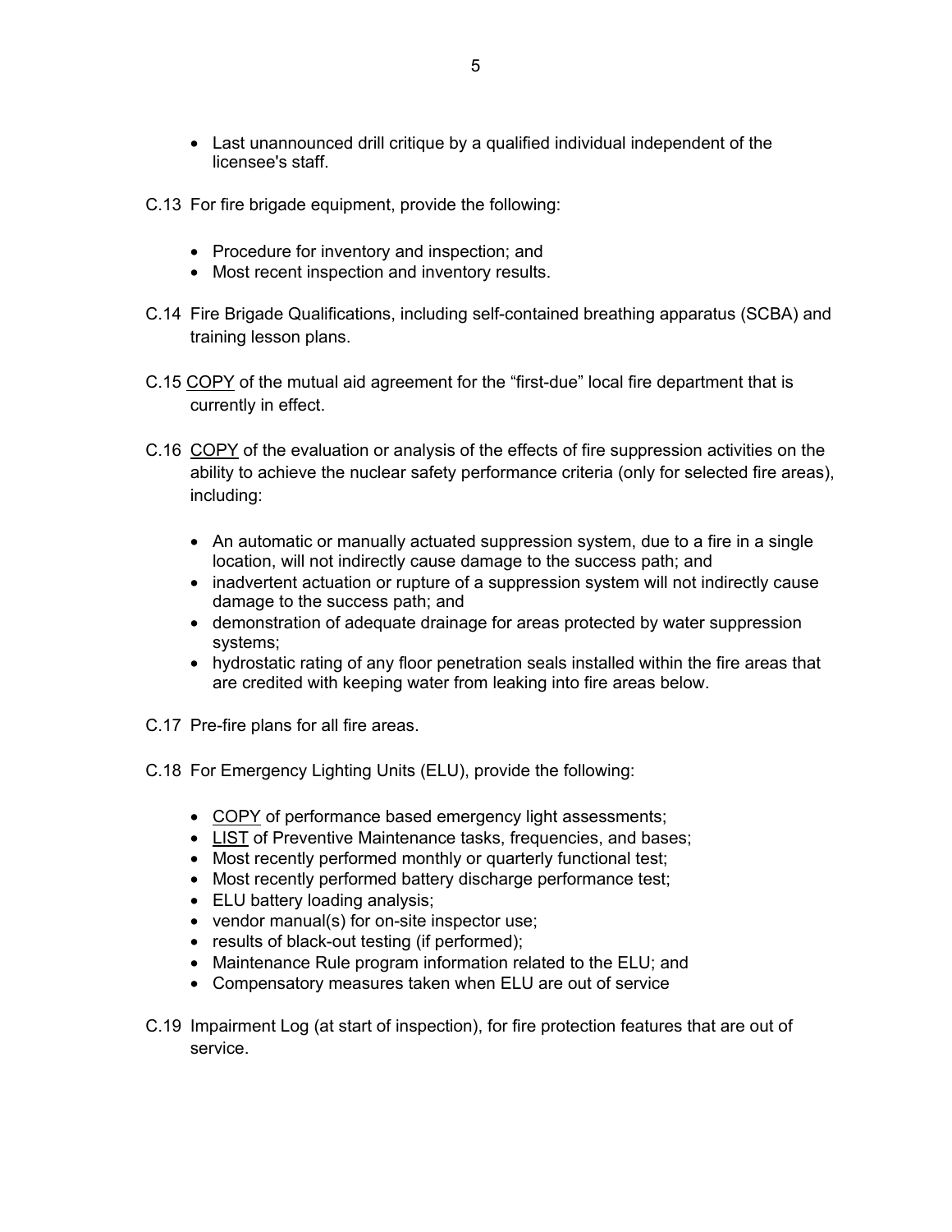- Last unannounced drill critique by a qualified individual independent of the licensee's staff.

C.13 For fire brigade equipment, provide the following:

- Procedure for inventory and inspection; and
- Most recent inspection and inventory results.

C.14 Fire Brigade Qualifications, including self-contained breathing apparatus (SCBA) and training lesson plans.

C.15 COPY of the mutual aid agreement for the “first-due” local fire department that is currently in effect.

C.16 COPY of the evaluation or analysis of the effects of fire suppression activities on the ability to achieve the nuclear safety performance criteria (only for selected fire areas), including:

- An automatic or manually actuated suppression system, due to a fire in a single location, will not indirectly cause damage to the success path; and
- inadvertent actuation or rupture of a suppression system will not indirectly cause damage to the success path; and
- demonstration of adequate drainage for areas protected by water suppression systems;
- hydrostatic rating of any floor penetration seals installed within the fire areas that are credited with keeping water from leaking into fire areas below.

C.17 Pre-fire plans for all fire areas.

C.18 For Emergency Lighting Units (ELU), provide the following:

- COPY of performance based emergency light assessments;
- LIST of Preventive Maintenance tasks, frequencies, and bases;
- Most recently performed monthly or quarterly functional test;
- Most recently performed battery discharge performance test;
- ELU battery loading analysis;
- vendor manual(s) for on-site inspector use;
- results of black-out testing (if performed);
- Maintenance Rule program information related to the ELU; and
- Compensatory measures taken when ELU are out of service

C.19 Impairment Log (at start of inspection), for fire protection features that are out of service.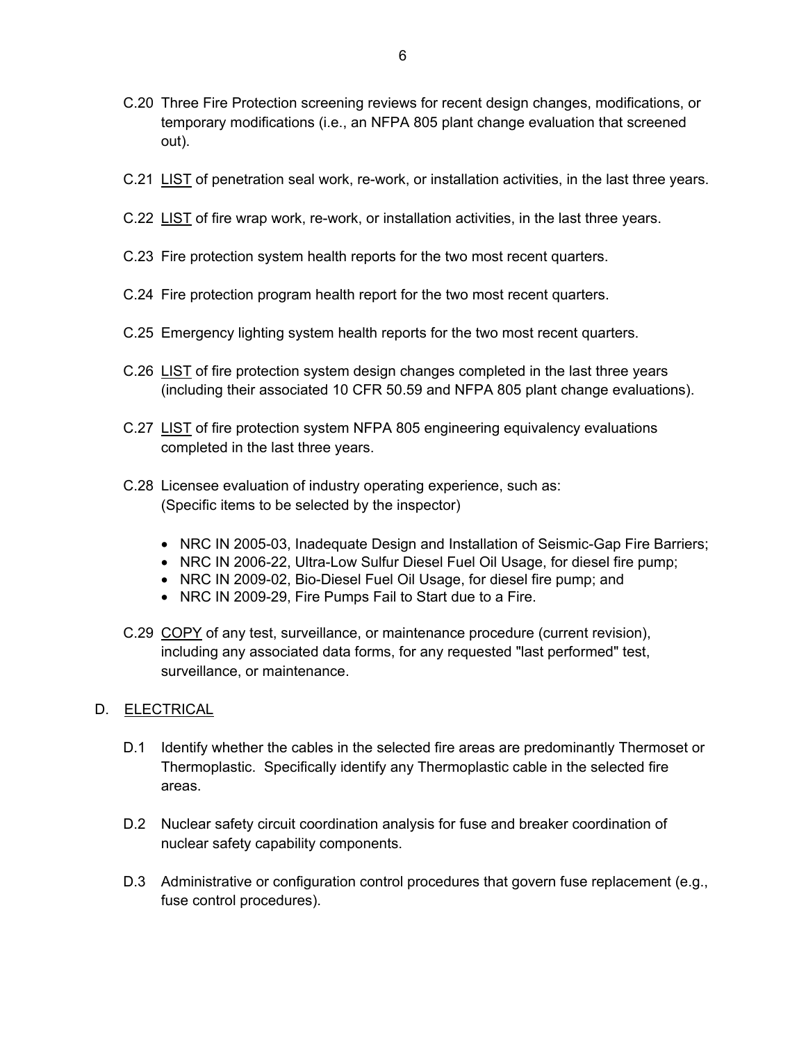C.20 Three Fire Protection screening reviews for recent design changes, modifications, or temporary modifications (i.e., an NFPA 805 plant change evaluation that screened out).

C.21 <u>LIST</u> of penetration seal work, re-work, or installation activities, in the last three years.

C.22 <u>LIST</u> of fire wrap work, re-work, or installation activities, in the last three years.

C.23 Fire protection system health reports for the two most recent quarters.

C.24 Fire protection program health report for the two most recent quarters.

C.25 Emergency lighting system health reports for the two most recent quarters.

C.26 <u>LIST</u> of fire protection system design changes completed in the last three years (including their associated 10 CFR 50.59 and NFPA 805 plant change evaluations).

C.27 <u>LIST</u> of fire protection system NFPA 805 engineering equivalency evaluations completed in the last three years.

C.28 Licensee evaluation of industry operating experience, such as:
(Specific items to be selected by the inspector)

- NRC IN 2005-03, Inadequate Design and Installation of Seismic-Gap Fire Barriers;
- NRC IN 2006-22, Ultra-Low Sulfur Diesel Fuel Oil Usage, for diesel fire pump;
- NRC IN 2009-02, Bio-Diesel Fuel Oil Usage, for diesel fire pump; and
- NRC IN 2009-29, Fire Pumps Fail to Start due to a Fire.

C.29 <u>COPY</u> of any test, surveillance, or maintenance procedure (current revision), including any associated data forms, for any requested "last performed" test, surveillance, or maintenance.

## D. <u>ELECTRICAL</u>

D.1 Identify whether the cables in the selected fire areas are predominantly Thermoset or Thermoplastic. Specifically identify any Thermoplastic cable in the selected fire areas.

D.2 Nuclear safety circuit coordination analysis for fuse and breaker coordination of nuclear safety capability components.

D.3 Administrative or configuration control procedures that govern fuse replacement (e.g., fuse control procedures).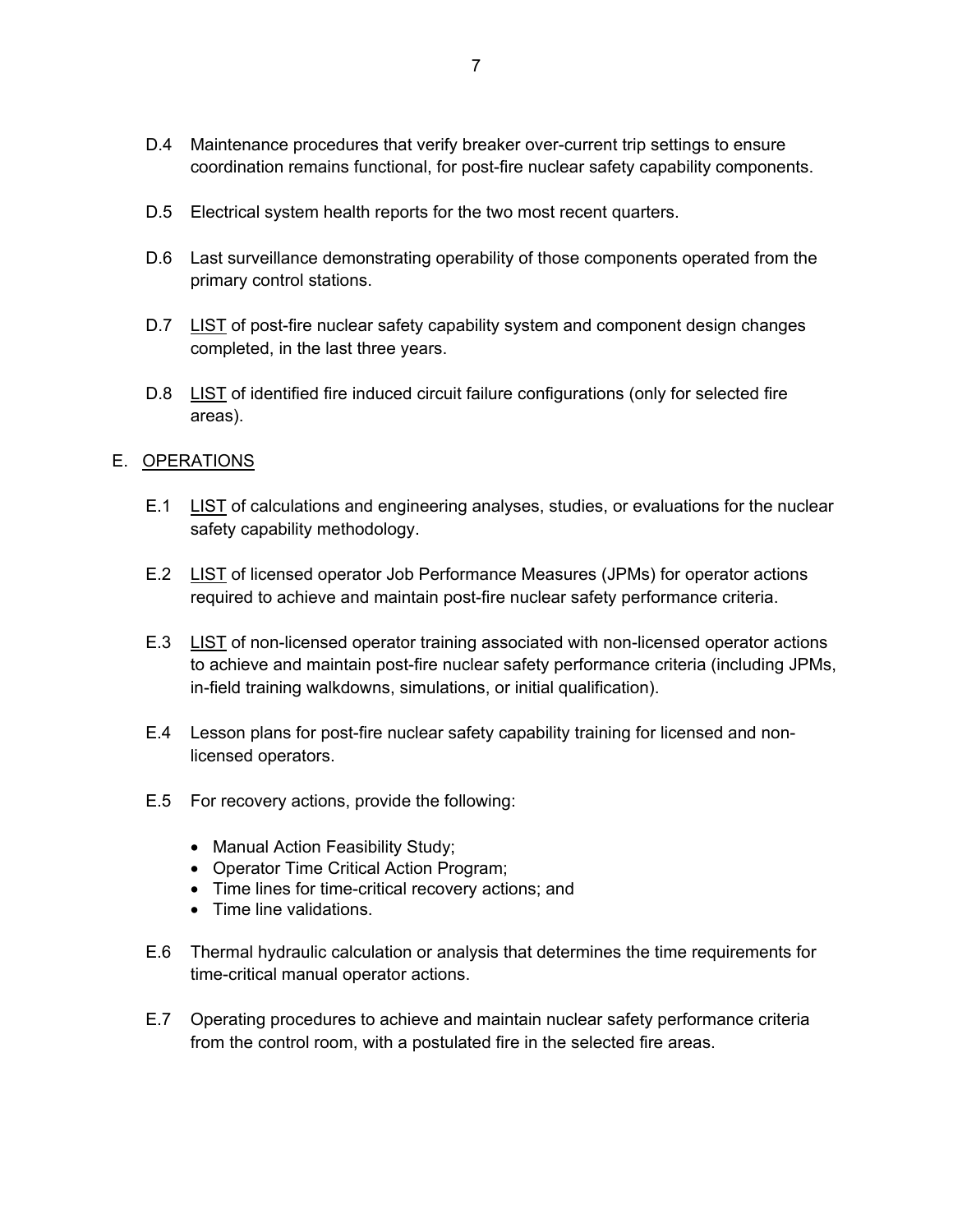D.4 Maintenance procedures that verify breaker over-current trip settings to ensure coordination remains functional, for post-fire nuclear safety capability components.

D.5 Electrical system health reports for the two most recent quarters.

D.6 Last surveillance demonstrating operability of those components operated from the primary control stations.

D.7 <u>LIST</u> of post-fire nuclear safety capability system and component design changes completed, in the last three years.

D.8 <u>LIST</u> of identified fire induced circuit failure configurations (only for selected fire areas).

## E. <u>OPERATIONS</u>

E.1 <u>LIST</u> of calculations and engineering analyses, studies, or evaluations for the nuclear safety capability methodology.

E.2 <u>LIST</u> of licensed operator Job Performance Measures (JPMs) for operator actions required to achieve and maintain post-fire nuclear safety performance criteria.

E.3 <u>LIST</u> of non-licensed operator training associated with non-licensed operator actions to achieve and maintain post-fire nuclear safety performance criteria (including JPMs, in-field training walkdowns, simulations, or initial qualification).

E.4 Lesson plans for post-fire nuclear safety capability training for licensed and non-licensed operators.

E.5 For recovery actions, provide the following:

- Manual Action Feasibility Study;
- Operator Time Critical Action Program;
- Time lines for time-critical recovery actions; and
- Time line validations.

E.6 Thermal hydraulic calculation or analysis that determines the time requirements for time-critical manual operator actions.

E.7 Operating procedures to achieve and maintain nuclear safety performance criteria from the control room, with a postulated fire in the selected fire areas.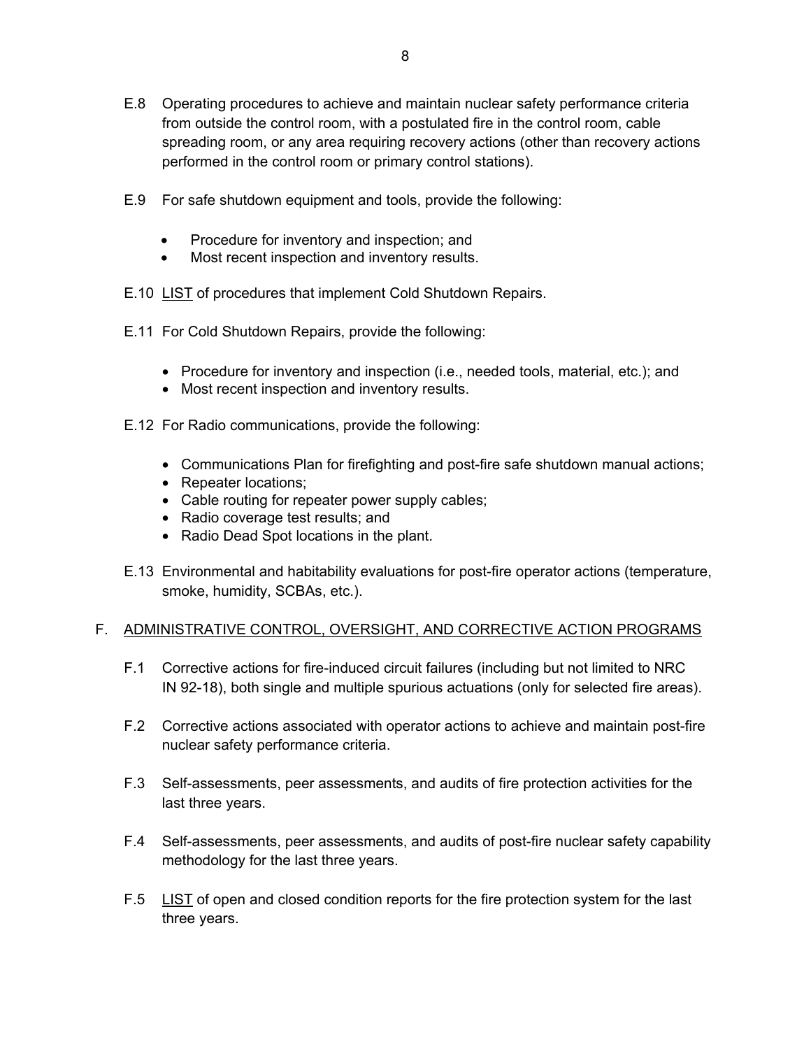E.8 Operating procedures to achieve and maintain nuclear safety performance criteria from outside the control room, with a postulated fire in the control room, cable spreading room, or any area requiring recovery actions (other than recovery actions performed in the control room or primary control stations).

E.9 For safe shutdown equipment and tools, provide the following:

- Procedure for inventory and inspection; and
- Most recent inspection and inventory results.

E.10 <u>LIST</u> of procedures that implement Cold Shutdown Repairs.

E.11 For Cold Shutdown Repairs, provide the following:

- Procedure for inventory and inspection (i.e., needed tools, material, etc.); and
- Most recent inspection and inventory results.

E.12 For Radio communications, provide the following:

- Communications Plan for firefighting and post-fire safe shutdown manual actions;
- Repeater locations;
- Cable routing for repeater power supply cables;
- Radio coverage test results; and
- Radio Dead Spot locations in the plant.

E.13 Environmental and habitability evaluations for post-fire operator actions (temperature, smoke, humidity, SCBAs, etc.).

## F. <u>ADMINISTRATIVE CONTROL, OVERSIGHT, AND CORRECTIVE ACTION PROGRAMS</u>

F.1 Corrective actions for fire-induced circuit failures (including but not limited to NRC IN 92-18), both single and multiple spurious actuations (only for selected fire areas).

F.2 Corrective actions associated with operator actions to achieve and maintain post-fire nuclear safety performance criteria.

F.3 Self-assessments, peer assessments, and audits of fire protection activities for the last three years.

F.4 Self-assessments, peer assessments, and audits of post-fire nuclear safety capability methodology for the last three years.

F.5 <u>LIST</u> of open and closed condition reports for the fire protection system for the last three years.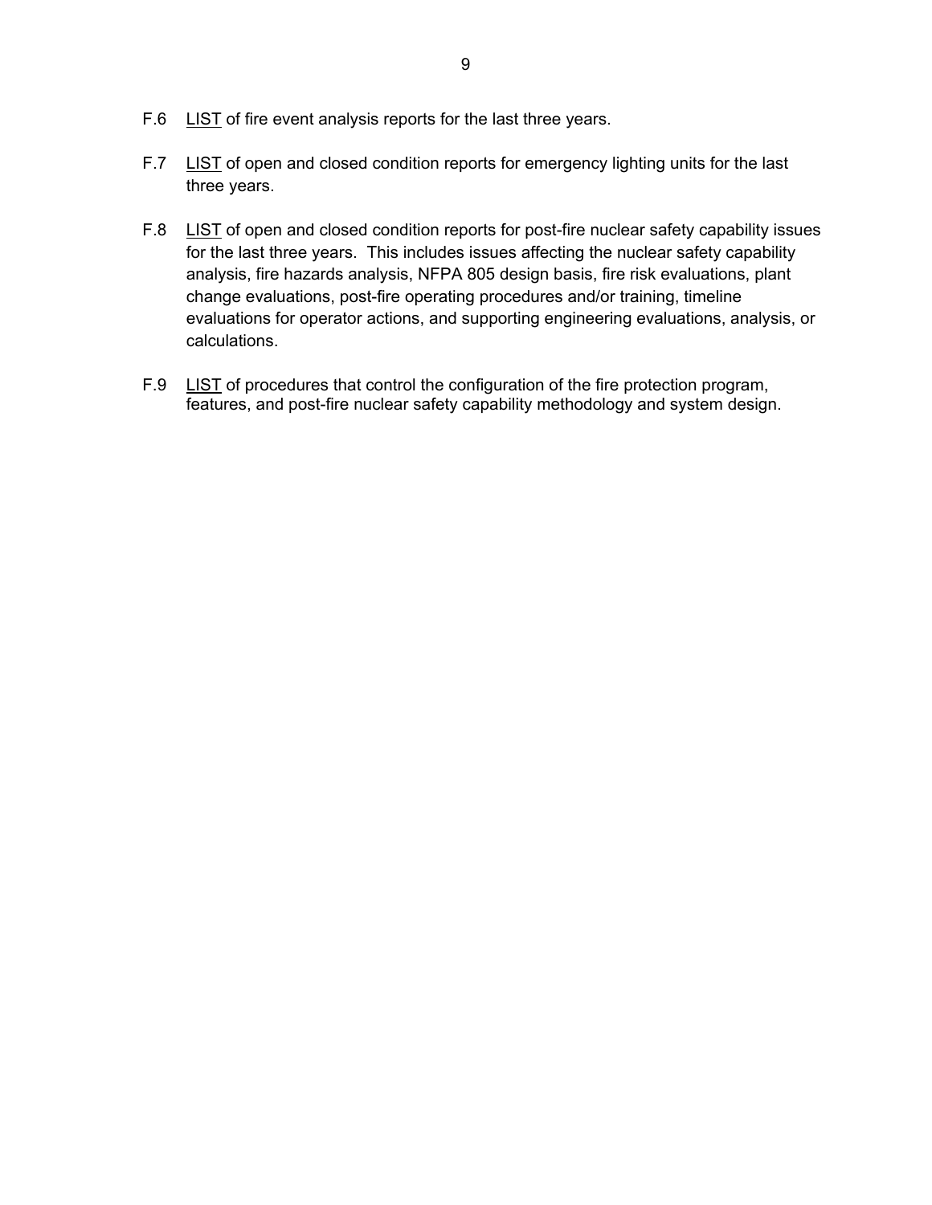F.6 <u>LIST</u> of fire event analysis reports for the last three years.

F.7 <u>LIST</u> of open and closed condition reports for emergency lighting units for the last three years.

F.8 <u>LIST</u> of open and closed condition reports for post-fire nuclear safety capability issues for the last three years. This includes issues affecting the nuclear safety capability analysis, fire hazards analysis, NFPA 805 design basis, fire risk evaluations, plant change evaluations, post-fire operating procedures and/or training, timeline evaluations for operator actions, and supporting engineering evaluations, analysis, or calculations.

F.9 <u>LIST</u> of procedures that control the configuration of the fire protection program, features, and post-fire nuclear safety capability methodology and system design.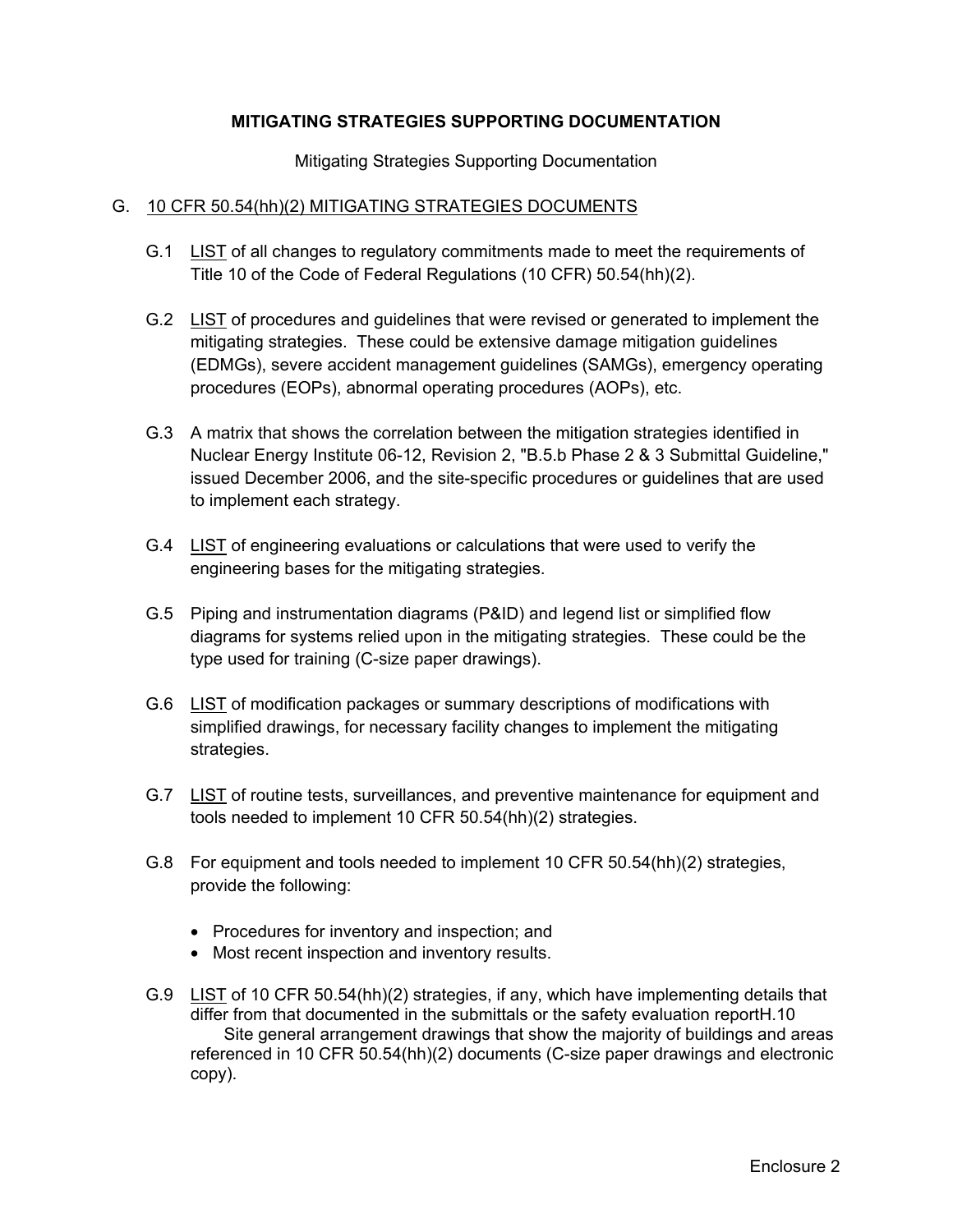**MITIGATING STRATEGIES SUPPORTING DOCUMENTATION**

Mitigating Strategies Supporting Documentation

G. 10 CFR 50.54(hh)(2) MITIGATING STRATEGIES DOCUMENTS

G.1 LIST of all changes to regulatory commitments made to meet the requirements of Title 10 of the Code of Federal Regulations (10 CFR) 50.54(hh)(2).

G.2 LIST of procedures and guidelines that were revised or generated to implement the mitigating strategies. These could be extensive damage mitigation guidelines (EDMGs), severe accident management guidelines (SAMGs), emergency operating procedures (EOPs), abnormal operating procedures (AOPs), etc.

G.3 A matrix that shows the correlation between the mitigation strategies identified in Nuclear Energy Institute 06-12, Revision 2, "B.5.b Phase 2 & 3 Submittal Guideline," issued December 2006, and the site-specific procedures or guidelines that are used to implement each strategy.

G.4 LIST of engineering evaluations or calculations that were used to verify the engineering bases for the mitigating strategies.

G.5 Piping and instrumentation diagrams (P&ID) and legend list or simplified flow diagrams for systems relied upon in the mitigating strategies. These could be the type used for training (C-size paper drawings).

G.6 LIST of modification packages or summary descriptions of modifications with simplified drawings, for necessary facility changes to implement the mitigating strategies.

G.7 LIST of routine tests, surveillances, and preventive maintenance for equipment and tools needed to implement 10 CFR 50.54(hh)(2) strategies.

G.8 For equipment and tools needed to implement 10 CFR 50.54(hh)(2) strategies, provide the following:

- Procedures for inventory and inspection; and
- Most recent inspection and inventory results.

G.9 LIST of 10 CFR 50.54(hh)(2) strategies, if any, which have implementing details that differ from that documented in the submittals or the safety evaluation reportH.10 Site general arrangement drawings that show the majority of buildings and areas referenced in 10 CFR 50.54(hh)(2) documents (C-size paper drawings and electronic copy).

Enclosure 2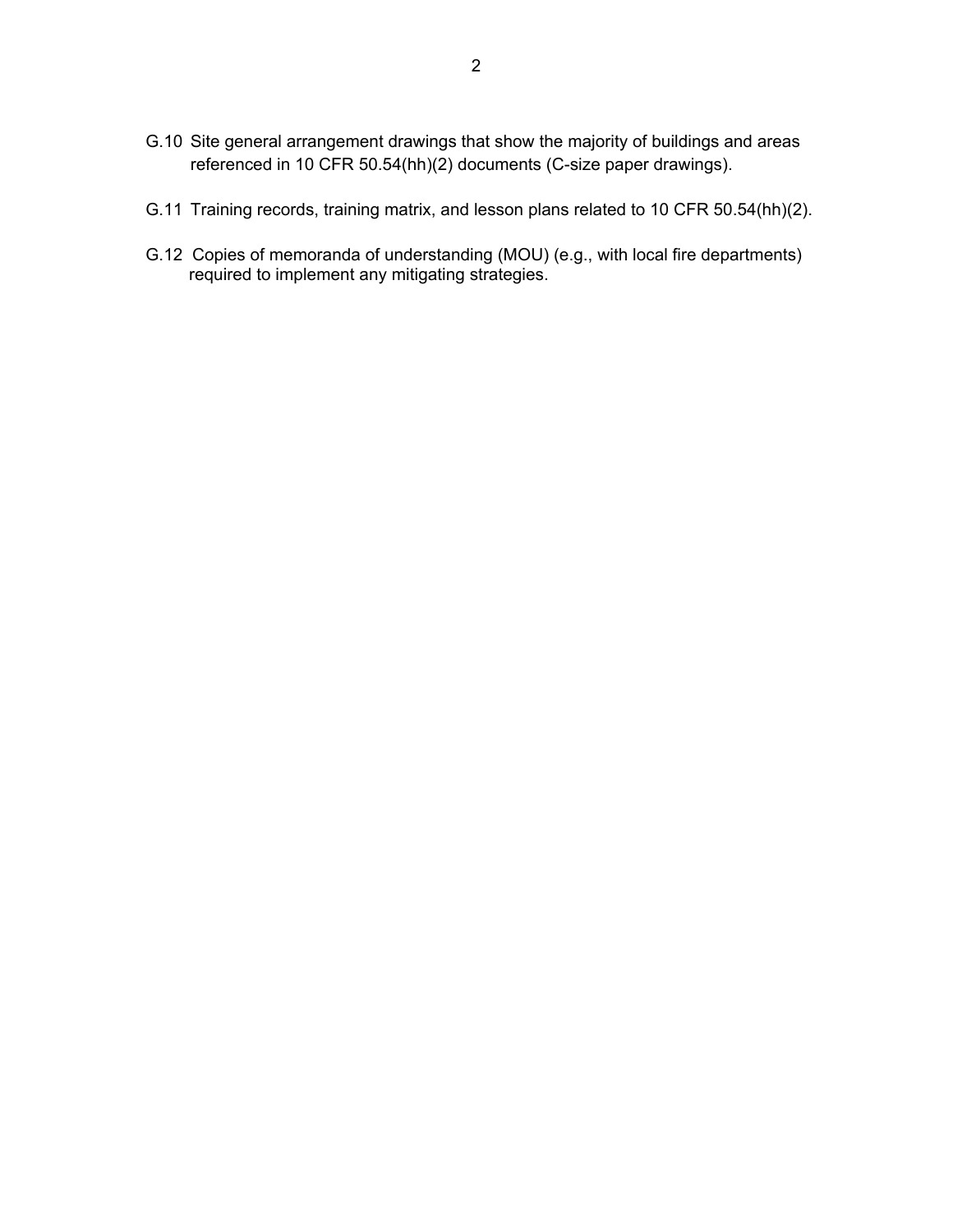G.10 Site general arrangement drawings that show the majority of buildings and areas referenced in 10 CFR 50.54(hh)(2) documents (C-size paper drawings).

G.11 Training records, training matrix, and lesson plans related to 10 CFR 50.54(hh)(2).

G.12 Copies of memoranda of understanding (MOU) (e.g., with local fire departments) required to implement any mitigating strategies.